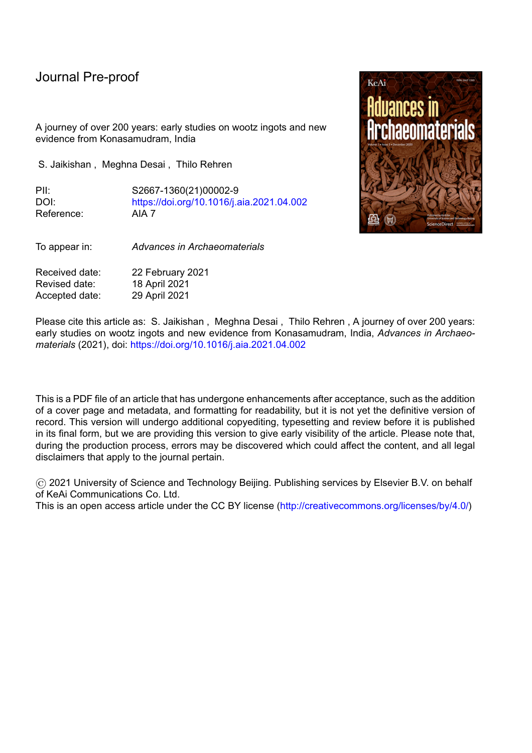Journal Pre-proof

A journey of over 200 years: early studies on wootz ingots and new evidence from Konasamudram, India

S. Jaikishan , Meghna Desai , Thilo Rehren

| | |
|---|---|
| PII: | S2667-1360(21)00002-9 |
| DOI: | https://doi.org/10.1016/j.aia.2021.04.002 |
| Reference: | AIA 7 |

| | |
|---|---|
| To appear in: | *Advances in Archaeomaterials* |

| | |
|---|---|
| Received date: | 22 February 2021 |
| Revised date: | 18 April 2021 |
| Accepted date: | 29 April 2021 |

Please cite this article as: S. Jaikishan , Meghna Desai , Thilo Rehren , A journey of over 200 years: early studies on wootz ingots and new evidence from Konasamudram, India, *Advances in Archaeomaterials* (2021), doi: https://doi.org/10.1016/j.aia.2021.04.002

This is a PDF file of an article that has undergone enhancements after acceptance, such as the addition of a cover page and metadata, and formatting for readability, but it is not yet the definitive version of record. This version will undergo additional copyediting, typesetting and review before it is published in its final form, but we are providing this version to give early visibility of the article. Please note that, during the production process, errors may be discovered which could affect the content, and all legal disclaimers that apply to the journal pertain.

© 2021 University of Science and Technology Beijing. Publishing services by Elsevier B.V. on behalf of KeAi Communications Co. Ltd.
This is an open access article under the CC BY license (http://creativecommons.org/licenses/by/4.0/)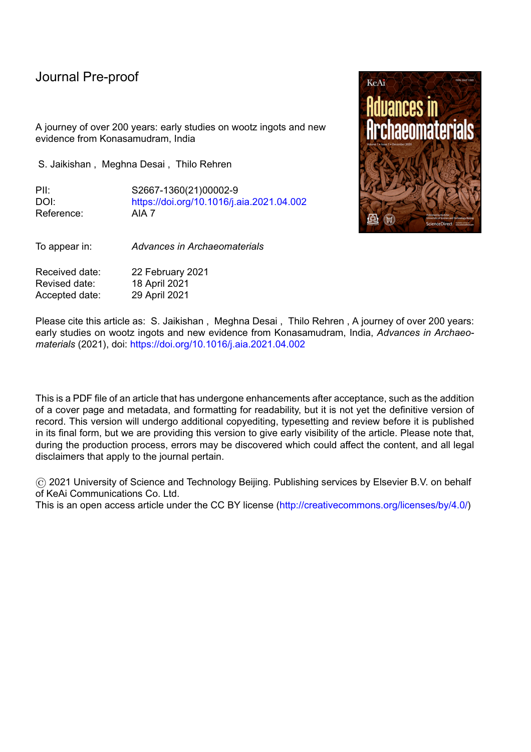Journal Pre-proof

A journey of over 200 years: early studies on wootz ingots and new evidence from Konasamudram, India

S. Jaikishan , Meghna Desai , Thilo Rehren

PII: S2667-1360(21)00002-9
DOI: https://doi.org/10.1016/j.aia.2021.04.002
Reference: AIA 7

To appear in: *Advances in Archaeomaterials*

Received date: 22 February 2021
Revised date: 18 April 2021
Accepted date: 29 April 2021

Please cite this article as: S. Jaikishan , Meghna Desai , Thilo Rehren , A journey of over 200 years: early studies on wootz ingots and new evidence from Konasamudram, India, *Advances in Archaeomaterials* (2021), doi: https://doi.org/10.1016/j.aia.2021.04.002

This is a PDF file of an article that has undergone enhancements after acceptance, such as the addition of a cover page and metadata, and formatting for readability, but it is not yet the definitive version of record. This version will undergo additional copyediting, typesetting and review before it is published in its final form, but we are providing this version to give early visibility of the article. Please note that, during the production process, errors may be discovered which could affect the content, and all legal disclaimers that apply to the journal pertain.

© 2021 University of Science and Technology Beijing. Publishing services by Elsevier B.V. on behalf of KeAi Communications Co. Ltd.
This is an open access article under the CC BY license (http://creativecommons.org/licenses/by/4.0/)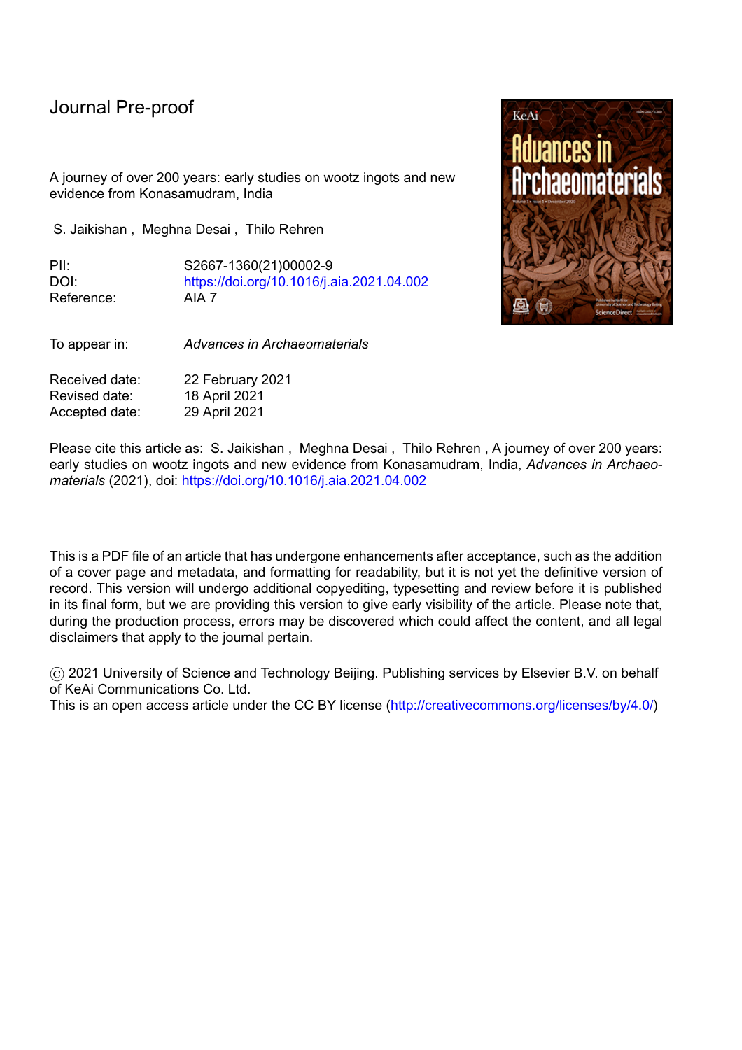Journal Pre-proof

A journey of over 200 years: early studies on wootz ingots and new evidence from Konasamudram, India

S. Jaikishan , Meghna Desai , Thilo Rehren

PII: S2667-1360(21)00002-9
DOI: https://doi.org/10.1016/j.aia.2021.04.002
Reference: AIA 7

To appear in: *Advances in Archaeomaterials*

Received date: 22 February 2021
Revised date: 18 April 2021
Accepted date: 29 April 2021

Please cite this article as: S. Jaikishan , Meghna Desai , Thilo Rehren , A journey of over 200 years: early studies on wootz ingots and new evidence from Konasamudram, India, *Advances in Archaeomaterials* (2021), doi: https://doi.org/10.1016/j.aia.2021.04.002

This is a PDF file of an article that has undergone enhancements after acceptance, such as the addition of a cover page and metadata, and formatting for readability, but it is not yet the definitive version of record. This version will undergo additional copyediting, typesetting and review before it is published in its final form, but we are providing this version to give early visibility of the article. Please note that, during the production process, errors may be discovered which could affect the content, and all legal disclaimers that apply to the journal pertain.

© 2021 University of Science and Technology Beijing. Publishing services by Elsevier B.V. on behalf of KeAi Communications Co. Ltd.
This is an open access article under the CC BY license (http://creativecommons.org/licenses/by/4.0/)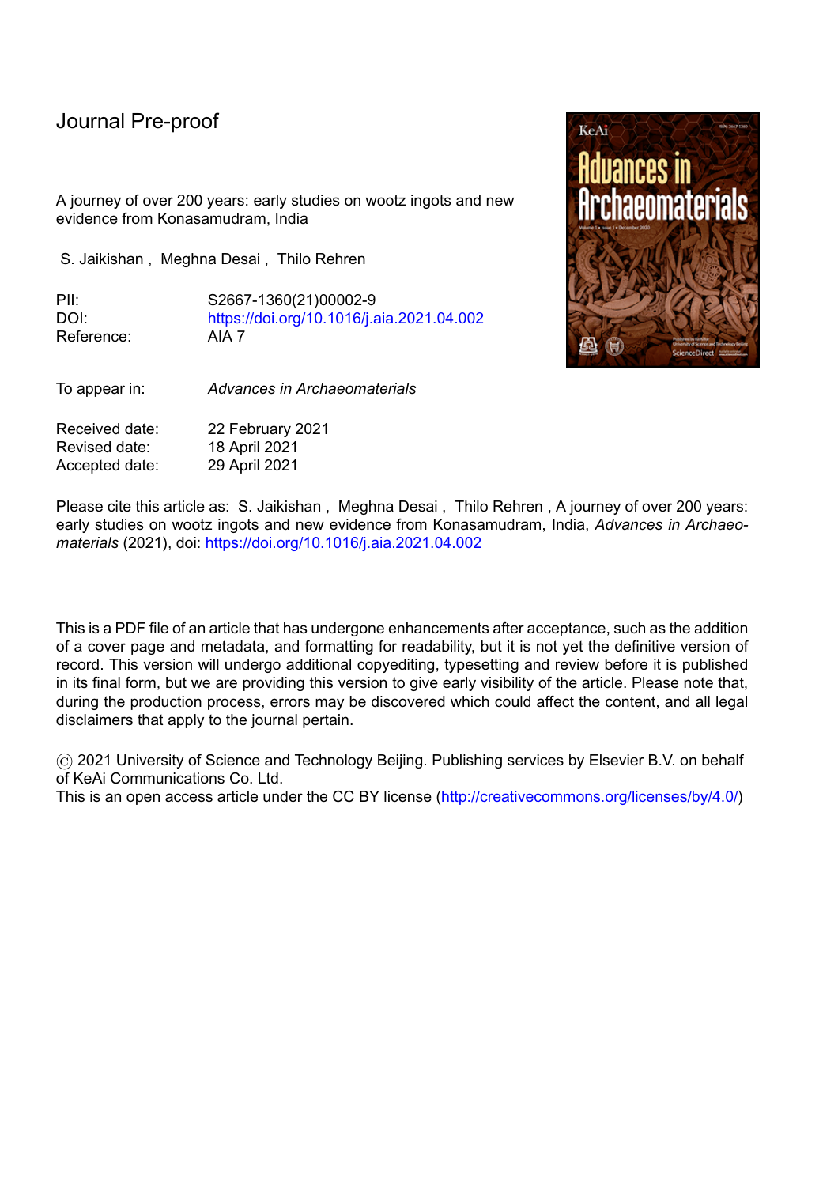Journal Pre-proof

A journey of over 200 years: early studies on wootz ingots and new evidence from Konasamudram, India

S. Jaikishan , Meghna Desai , Thilo Rehren

PII: S2667-1360(21)00002-9
DOI: https://doi.org/10.1016/j.aia.2021.04.002
Reference: AIA 7

To appear in: *Advances in Archaeomaterials*

Received date: 22 February 2021
Revised date: 18 April 2021
Accepted date: 29 April 2021

Please cite this article as: S. Jaikishan , Meghna Desai , Thilo Rehren , A journey of over 200 years: early studies on wootz ingots and new evidence from Konasamudram, India, *Advances in Archaeomaterials* (2021), doi: https://doi.org/10.1016/j.aia.2021.04.002

This is a PDF file of an article that has undergone enhancements after acceptance, such as the addition of a cover page and metadata, and formatting for readability, but it is not yet the definitive version of record. This version will undergo additional copyediting, typesetting and review before it is published in its final form, but we are providing this version to give early visibility of the article. Please note that, during the production process, errors may be discovered which could affect the content, and all legal disclaimers that apply to the journal pertain.

© 2021 University of Science and Technology Beijing. Publishing services by Elsevier B.V. on behalf of KeAi Communications Co. Ltd.
This is an open access article under the CC BY license (http://creativecommons.org/licenses/by/4.0/)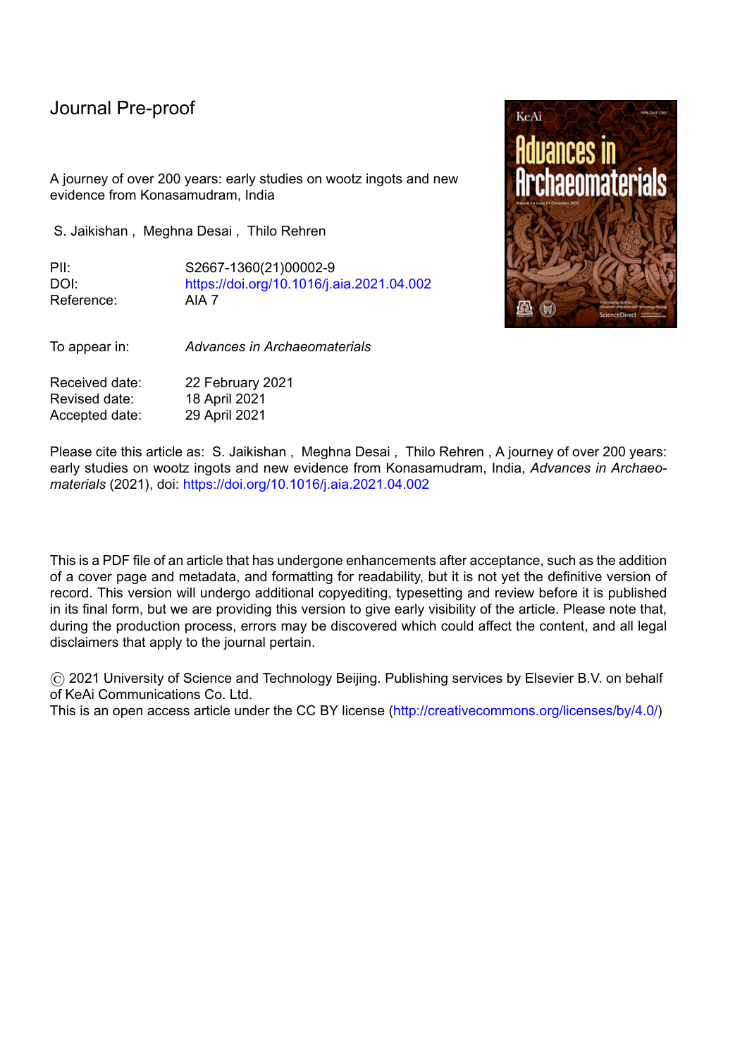# Journal Pre-proof

A journey of over 200 years: early studies on wootz ingots and new evidence from Konasamudram, India

S. Jaikishan , Meghna Desai , Thilo Rehren

| | |
|---|---|
| PII: | S2667-1360(21)00002-9 |
| DOI: | https://doi.org/10.1016/j.aia.2021.04.002 |
| Reference: | AIA 7 |

| | |
|---|---|
| To appear in: | *Advances in Archaeomaterials* |

| | |
|---|---|
| Received date: | 22 February 2021 |
| Revised date: | 18 April 2021 |
| Accepted date: | 29 April 2021 |

Please cite this article as: S. Jaikishan , Meghna Desai , Thilo Rehren , A journey of over 200 years: early studies on wootz ingots and new evidence from Konasamudram, India, *Advances in Archaeomaterials* (2021), doi: https://doi.org/10.1016/j.aia.2021.04.002

This is a PDF file of an article that has undergone enhancements after acceptance, such as the addition of a cover page and metadata, and formatting for readability, but it is not yet the definitive version of record. This version will undergo additional copyediting, typesetting and review before it is published in its final form, but we are providing this version to give early visibility of the article. Please note that, during the production process, errors may be discovered which could affect the content, and all legal disclaimers that apply to the journal pertain.

© 2021 University of Science and Technology Beijing. Publishing services by Elsevier B.V. on behalf of KeAi Communications Co. Ltd.
This is an open access article under the CC BY license (http://creativecommons.org/licenses/by/4.0/)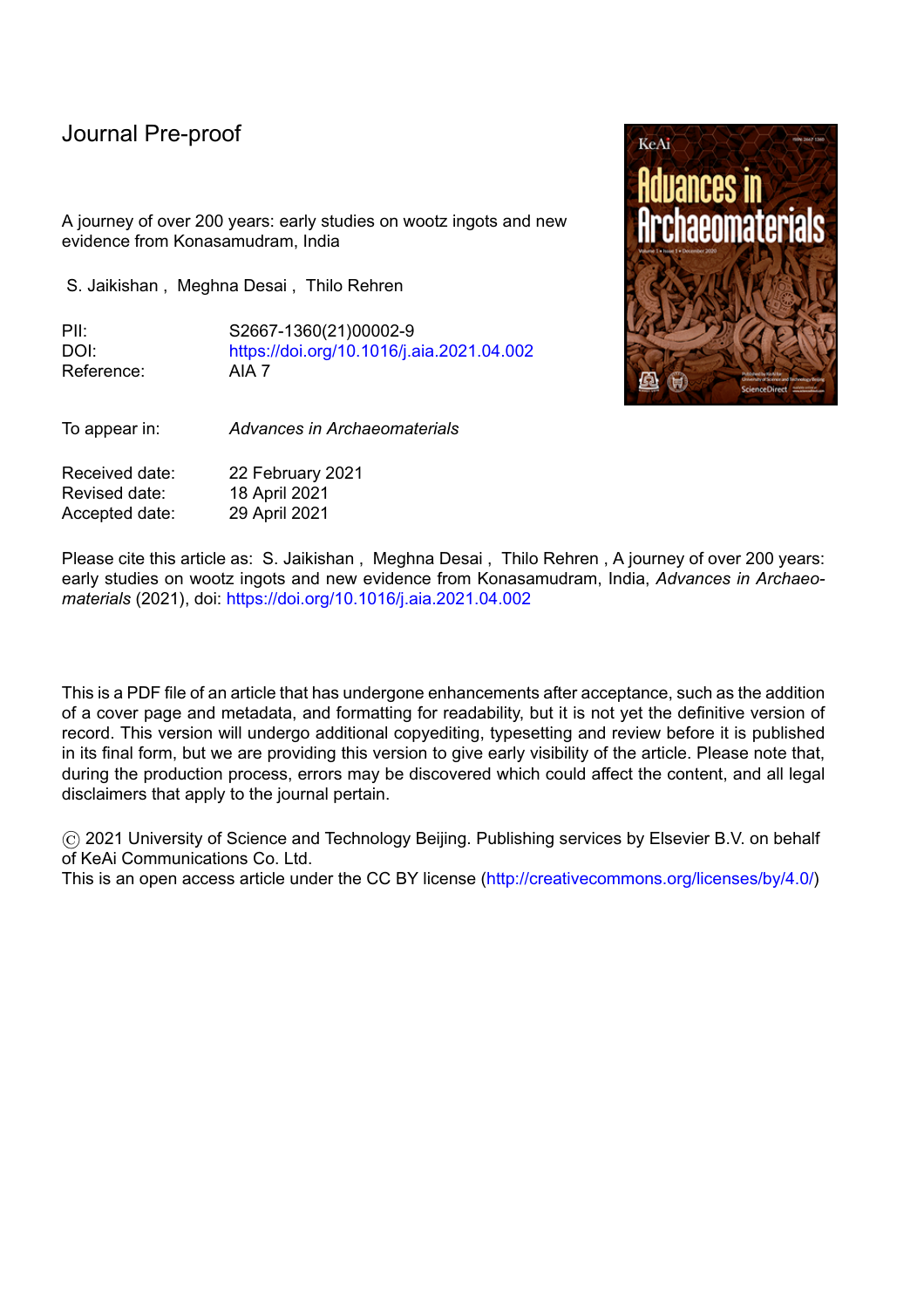# Journal Pre-proof

A journey of over 200 years: early studies on wootz ingots and new evidence from Konasamudram, India

S. Jaikishan , Meghna Desai , Thilo Rehren

| | |
|---|---|
| PII: | S2667-1360(21)00002-9 |
| DOI: | https://doi.org/10.1016/j.aia.2021.04.002 |
| Reference: | AIA 7 |

To appear in: *Advances in Archaeomaterials*

| | |
|---|---|
| Received date: | 22 February 2021 |
| Revised date: | 18 April 2021 |
| Accepted date: | 29 April 2021 |

Please cite this article as: S. Jaikishan , Meghna Desai , Thilo Rehren , A journey of over 200 years: early studies on wootz ingots and new evidence from Konasamudram, India, *Advances in Archaeomaterials* (2021), doi: https://doi.org/10.1016/j.aia.2021.04.002

This is a PDF file of an article that has undergone enhancements after acceptance, such as the addition of a cover page and metadata, and formatting for readability, but it is not yet the definitive version of record. This version will undergo additional copyediting, typesetting and review before it is published in its final form, but we are providing this version to give early visibility of the article. Please note that, during the production process, errors may be discovered which could affect the content, and all legal disclaimers that apply to the journal pertain.

© 2021 University of Science and Technology Beijing. Publishing services by Elsevier B.V. on behalf of KeAi Communications Co. Ltd.
This is an open access article under the CC BY license (http://creativecommons.org/licenses/by/4.0/)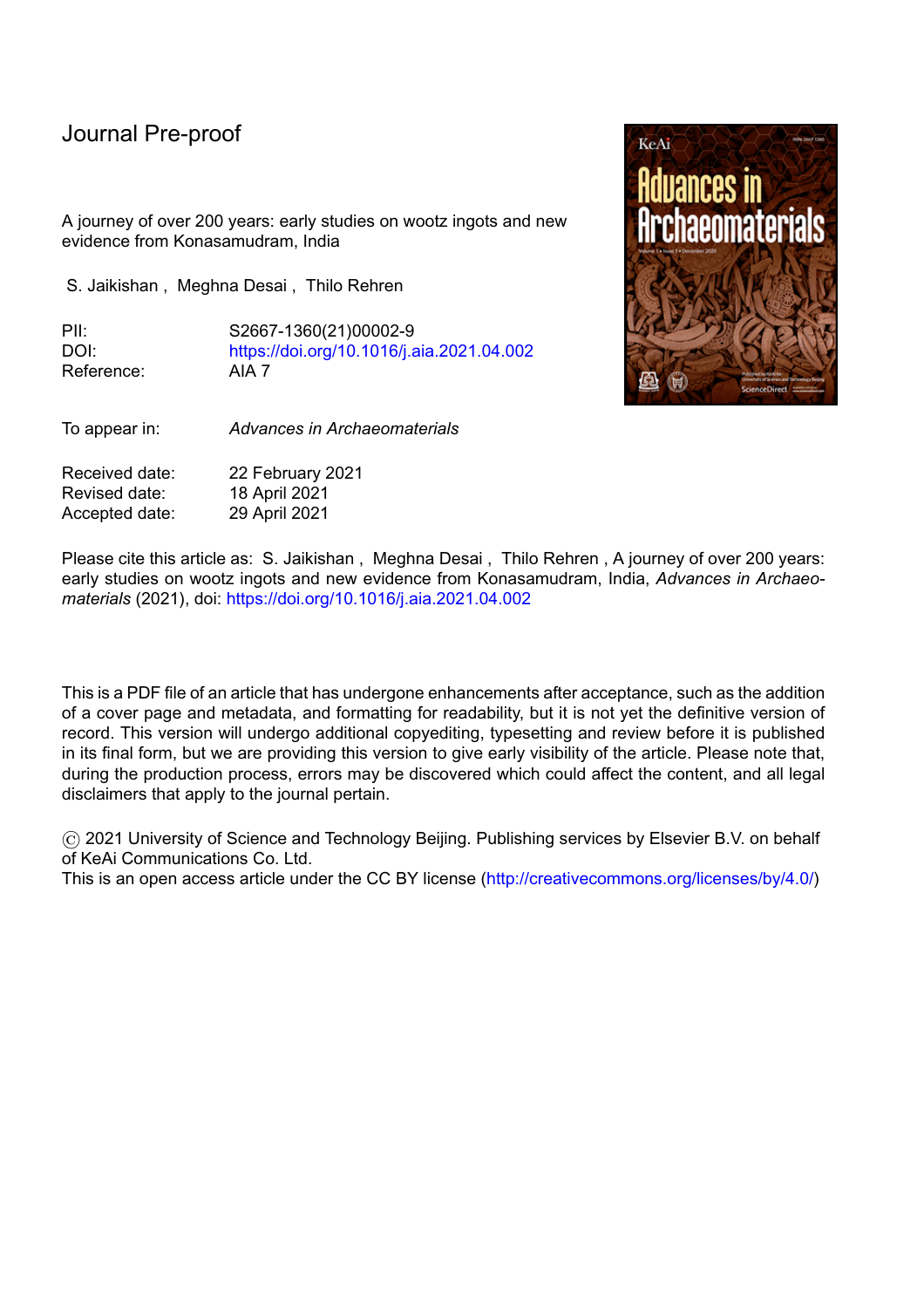Journal Pre-proof

A journey of over 200 years: early studies on wootz ingots and new evidence from Konasamudram, India

S. Jaikishan , Meghna Desai , Thilo Rehren

PII: S2667-1360(21)00002-9
DOI: https://doi.org/10.1016/j.aia.2021.04.002
Reference: AIA 7

To appear in: *Advances in Archaeomaterials*

Received date: 22 February 2021
Revised date: 18 April 2021
Accepted date: 29 April 2021

Please cite this article as: S. Jaikishan , Meghna Desai , Thilo Rehren , A journey of over 200 years: early studies on wootz ingots and new evidence from Konasamudram, India, *Advances in Archaeomaterials* (2021), doi: https://doi.org/10.1016/j.aia.2021.04.002

This is a PDF file of an article that has undergone enhancements after acceptance, such as the addition of a cover page and metadata, and formatting for readability, but it is not yet the definitive version of record. This version will undergo additional copyediting, typesetting and review before it is published in its final form, but we are providing this version to give early visibility of the article. Please note that, during the production process, errors may be discovered which could affect the content, and all legal disclaimers that apply to the journal pertain.

© 2021 University of Science and Technology Beijing. Publishing services by Elsevier B.V. on behalf of KeAi Communications Co. Ltd.
This is an open access article under the CC BY license (http://creativecommons.org/licenses/by/4.0/)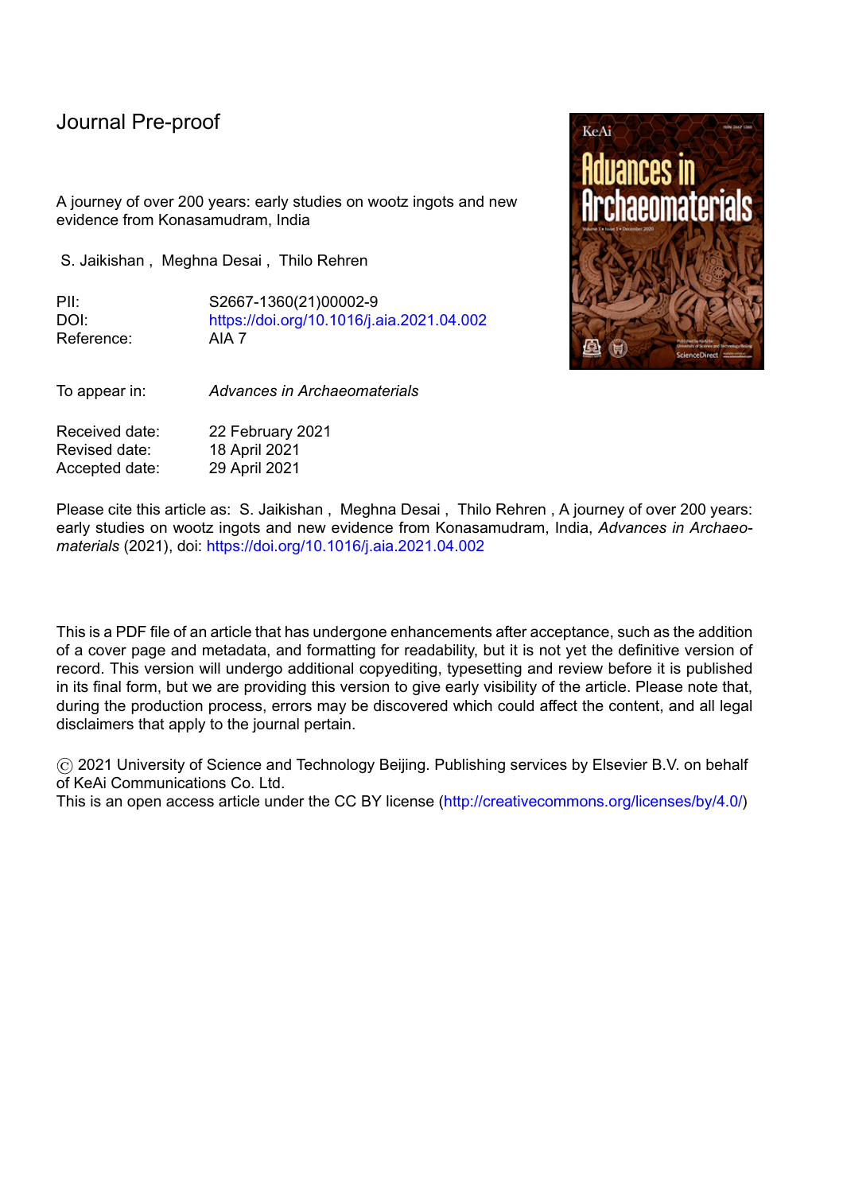# Journal Pre-proof

A journey of over 200 years: early studies on wootz ingots and new evidence from Konasamudram, India

S. Jaikishan , Meghna Desai , Thilo Rehren

PII: S2667-1360(21)00002-9
DOI: https://doi.org/10.1016/j.aia.2021.04.002
Reference: AIA 7

To appear in: *Advances in Archaeomaterials*

Received date: 22 February 2021
Revised date: 18 April 2021
Accepted date: 29 April 2021

Please cite this article as: S. Jaikishan , Meghna Desai , Thilo Rehren , A journey of over 200 years: early studies on wootz ingots and new evidence from Konasamudram, India, *Advances in Archaeomaterials* (2021), doi: https://doi.org/10.1016/j.aia.2021.04.002

This is a PDF file of an article that has undergone enhancements after acceptance, such as the addition of a cover page and metadata, and formatting for readability, but it is not yet the definitive version of record. This version will undergo additional copyediting, typesetting and review before it is published in its final form, but we are providing this version to give early visibility of the article. Please note that, during the production process, errors may be discovered which could affect the content, and all legal disclaimers that apply to the journal pertain.

© 2021 University of Science and Technology Beijing. Publishing services by Elsevier B.V. on behalf of KeAi Communications Co. Ltd.
This is an open access article under the CC BY license (http://creativecommons.org/licenses/by/4.0/)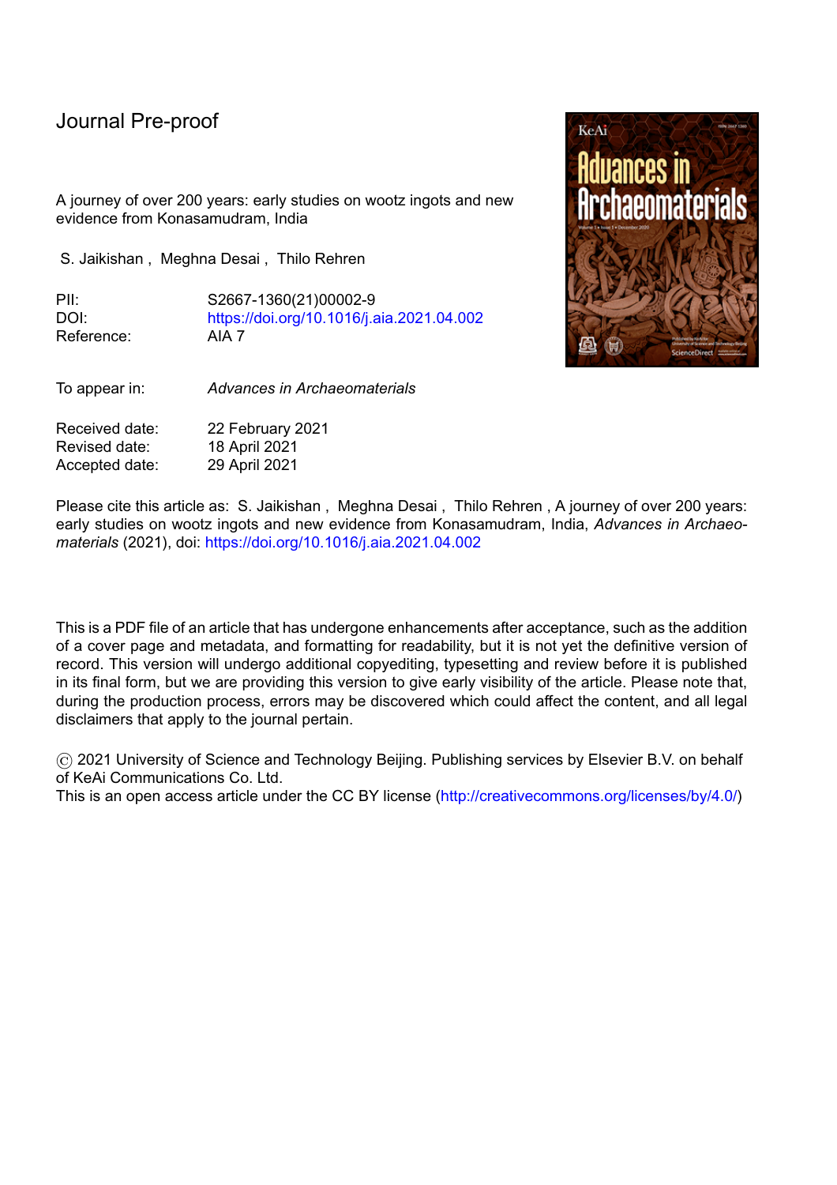Journal Pre-proof

A journey of over 200 years: early studies on wootz ingots and new evidence from Konasamudram, India

S. Jaikishan , Meghna Desai , Thilo Rehren

PII: S2667-1360(21)00002-9
DOI: https://doi.org/10.1016/j.aia.2021.04.002
Reference: AIA 7

To appear in: *Advances in Archaeomaterials*

Received date: 22 February 2021
Revised date: 18 April 2021
Accepted date: 29 April 2021

Please cite this article as: S. Jaikishan , Meghna Desai , Thilo Rehren , A journey of over 200 years: early studies on wootz ingots and new evidence from Konasamudram, India, *Advances in Archaeomaterials* (2021), doi: https://doi.org/10.1016/j.aia.2021.04.002

This is a PDF file of an article that has undergone enhancements after acceptance, such as the addition of a cover page and metadata, and formatting for readability, but it is not yet the definitive version of record. This version will undergo additional copyediting, typesetting and review before it is published in its final form, but we are providing this version to give early visibility of the article. Please note that, during the production process, errors may be discovered which could affect the content, and all legal disclaimers that apply to the journal pertain.

© 2021 University of Science and Technology Beijing. Publishing services by Elsevier B.V. on behalf of KeAi Communications Co. Ltd.
This is an open access article under the CC BY license (http://creativecommons.org/licenses/by/4.0/)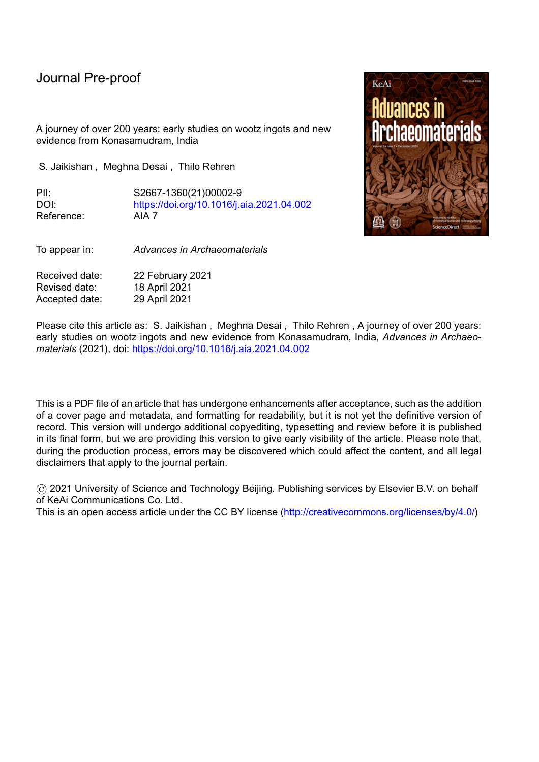# Journal Pre-proof

A journey of over 200 years: early studies on wootz ingots and new evidence from Konasamudram, India

S. Jaikishan , Meghna Desai , Thilo Rehren

PII: S2667-1360(21)00002-9
DOI: https://doi.org/10.1016/j.aia.2021.04.002
Reference: AIA 7

To appear in: *Advances in Archaeomaterials*

Received date: 22 February 2021
Revised date: 18 April 2021
Accepted date: 29 April 2021

Please cite this article as: S. Jaikishan , Meghna Desai , Thilo Rehren , A journey of over 200 years: early studies on wootz ingots and new evidence from Konasamudram, India, *Advances in Archaeomaterials* (2021), doi: https://doi.org/10.1016/j.aia.2021.04.002

This is a PDF file of an article that has undergone enhancements after acceptance, such as the addition of a cover page and metadata, and formatting for readability, but it is not yet the definitive version of record. This version will undergo additional copyediting, typesetting and review before it is published in its final form, but we are providing this version to give early visibility of the article. Please note that, during the production process, errors may be discovered which could affect the content, and all legal disclaimers that apply to the journal pertain.

© 2021 University of Science and Technology Beijing. Publishing services by Elsevier B.V. on behalf of KeAi Communications Co. Ltd.
This is an open access article under the CC BY license (http://creativecommons.org/licenses/by/4.0/)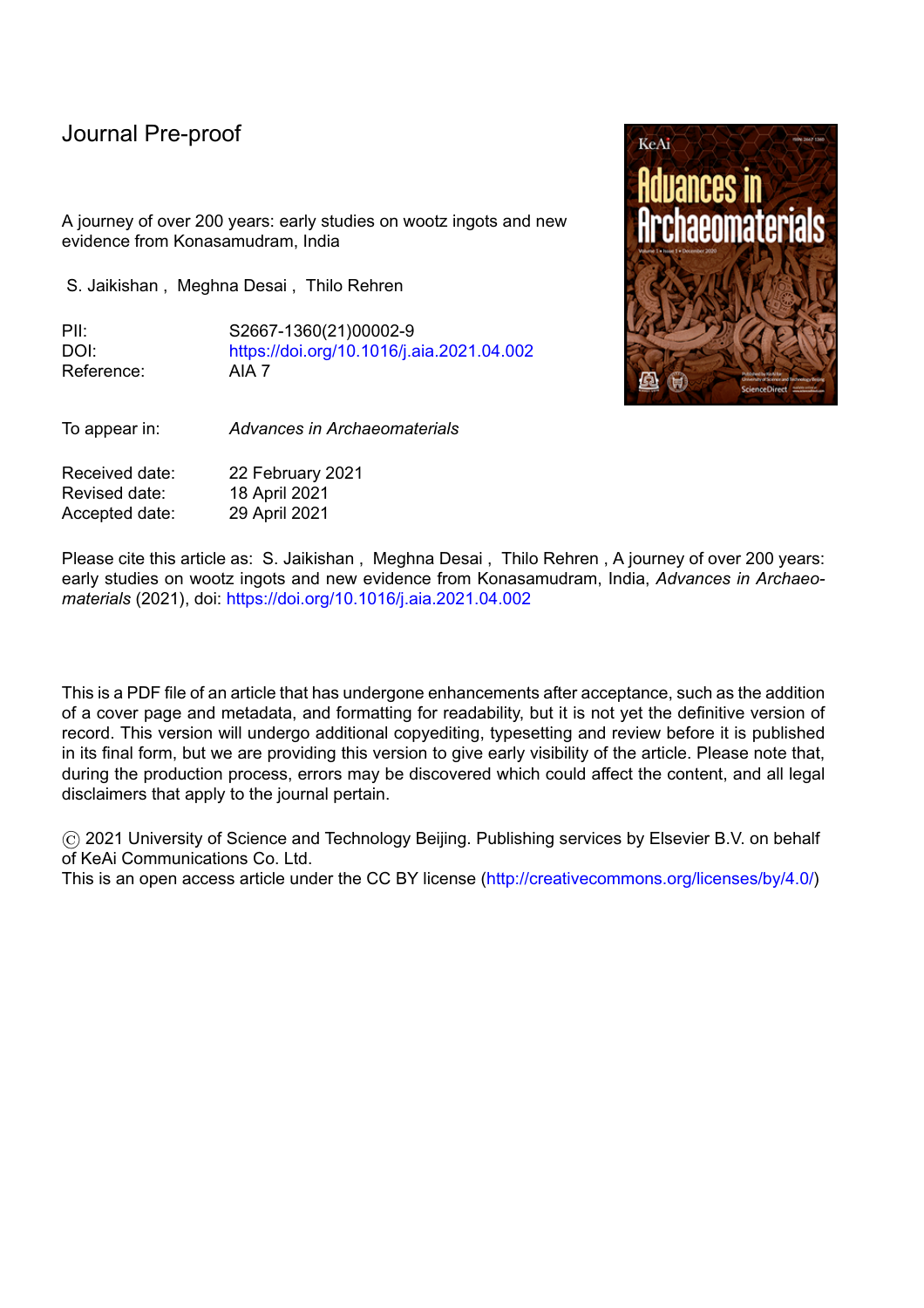# Journal Pre-proof

A journey of over 200 years: early studies on wootz ingots and new evidence from Konasamudram, India

S. Jaikishan , Meghna Desai , Thilo Rehren

| | |
|---|---|
| PII: | S2667-1360(21)00002-9 |
| DOI: | https://doi.org/10.1016/j.aia.2021.04.002 |
| Reference: | AIA 7 |

| | |
|---|---|
| To appear in: | *Advances in Archaeomaterials* |

| | |
|---|---|
| Received date: | 22 February 2021 |
| Revised date: | 18 April 2021 |
| Accepted date: | 29 April 2021 |

Please cite this article as: S. Jaikishan , Meghna Desai , Thilo Rehren , A journey of over 200 years: early studies on wootz ingots and new evidence from Konasamudram, India, *Advances in Archaeomaterials* (2021), doi: https://doi.org/10.1016/j.aia.2021.04.002

This is a PDF file of an article that has undergone enhancements after acceptance, such as the addition of a cover page and metadata, and formatting for readability, but it is not yet the definitive version of record. This version will undergo additional copyediting, typesetting and review before it is published in its final form, but we are providing this version to give early visibility of the article. Please note that, during the production process, errors may be discovered which could affect the content, and all legal disclaimers that apply to the journal pertain.

© 2021 University of Science and Technology Beijing. Publishing services by Elsevier B.V. on behalf of KeAi Communications Co. Ltd.
This is an open access article under the CC BY license (http://creativecommons.org/licenses/by/4.0/)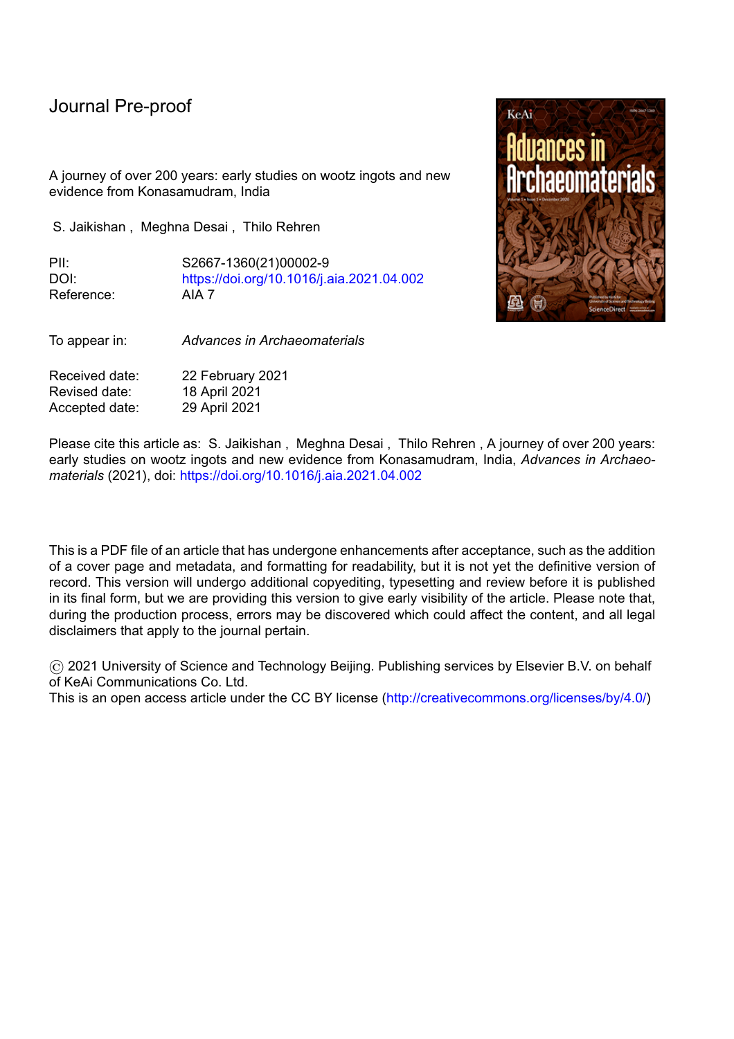Journal Pre-proof

A journey of over 200 years: early studies on wootz ingots and new evidence from Konasamudram, India

S. Jaikishan , Meghna Desai , Thilo Rehren

PII: S2667-1360(21)00002-9
DOI: https://doi.org/10.1016/j.aia.2021.04.002
Reference: AIA 7

To appear in: *Advances in Archaeomaterials*

Received date: 22 February 2021
Revised date: 18 April 2021
Accepted date: 29 April 2021

Please cite this article as: S. Jaikishan , Meghna Desai , Thilo Rehren , A journey of over 200 years: early studies on wootz ingots and new evidence from Konasamudram, India, *Advances in Archaeomaterials* (2021), doi: https://doi.org/10.1016/j.aia.2021.04.002

This is a PDF file of an article that has undergone enhancements after acceptance, such as the addition of a cover page and metadata, and formatting for readability, but it is not yet the definitive version of record. This version will undergo additional copyediting, typesetting and review before it is published in its final form, but we are providing this version to give early visibility of the article. Please note that, during the production process, errors may be discovered which could affect the content, and all legal disclaimers that apply to the journal pertain.

© 2021 University of Science and Technology Beijing. Publishing services by Elsevier B.V. on behalf of KeAi Communications Co. Ltd.
This is an open access article under the CC BY license (http://creativecommons.org/licenses/by/4.0/)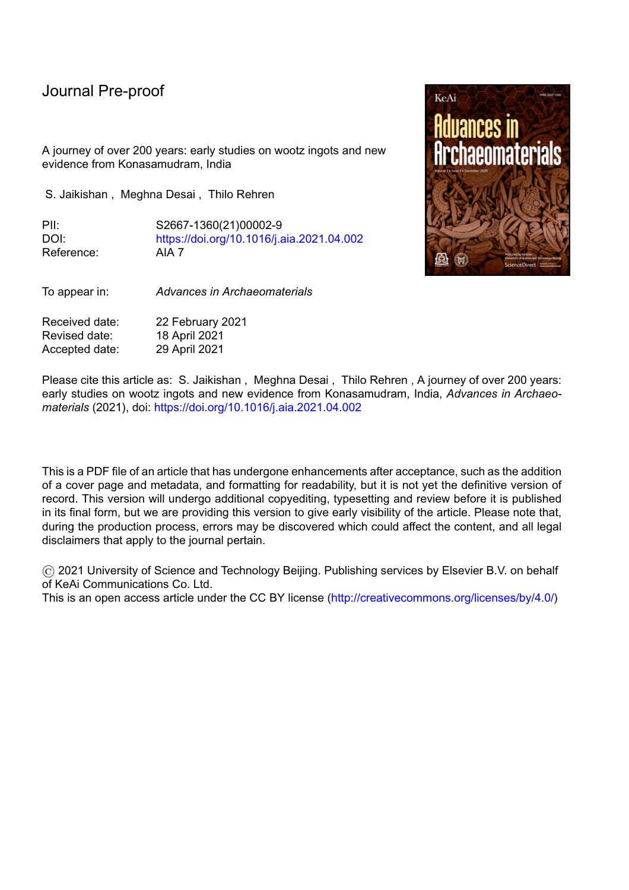# Journal Pre-proof

A journey of over 200 years: early studies on wootz ingots and new evidence from Konasamudram, India

S. Jaikishan , Meghna Desai , Thilo Rehren

PII: S2667-1360(21)00002-9
DOI: https://doi.org/10.1016/j.aia.2021.04.002
Reference: AIA 7

To appear in: *Advances in Archaeomaterials*

Received date: 22 February 2021
Revised date: 18 April 2021
Accepted date: 29 April 2021

Please cite this article as: S. Jaikishan , Meghna Desai , Thilo Rehren , A journey of over 200 years: early studies on wootz ingots and new evidence from Konasamudram, India, *Advances in Archaeomaterials* (2021), doi: https://doi.org/10.1016/j.aia.2021.04.002

This is a PDF file of an article that has undergone enhancements after acceptance, such as the addition of a cover page and metadata, and formatting for readability, but it is not yet the definitive version of record. This version will undergo additional copyediting, typesetting and review before it is published in its final form, but we are providing this version to give early visibility of the article. Please note that, during the production process, errors may be discovered which could affect the content, and all legal disclaimers that apply to the journal pertain.

© 2021 University of Science and Technology Beijing. Publishing services by Elsevier B.V. on behalf of KeAi Communications Co. Ltd.
This is an open access article under the CC BY license (http://creativecommons.org/licenses/by/4.0/)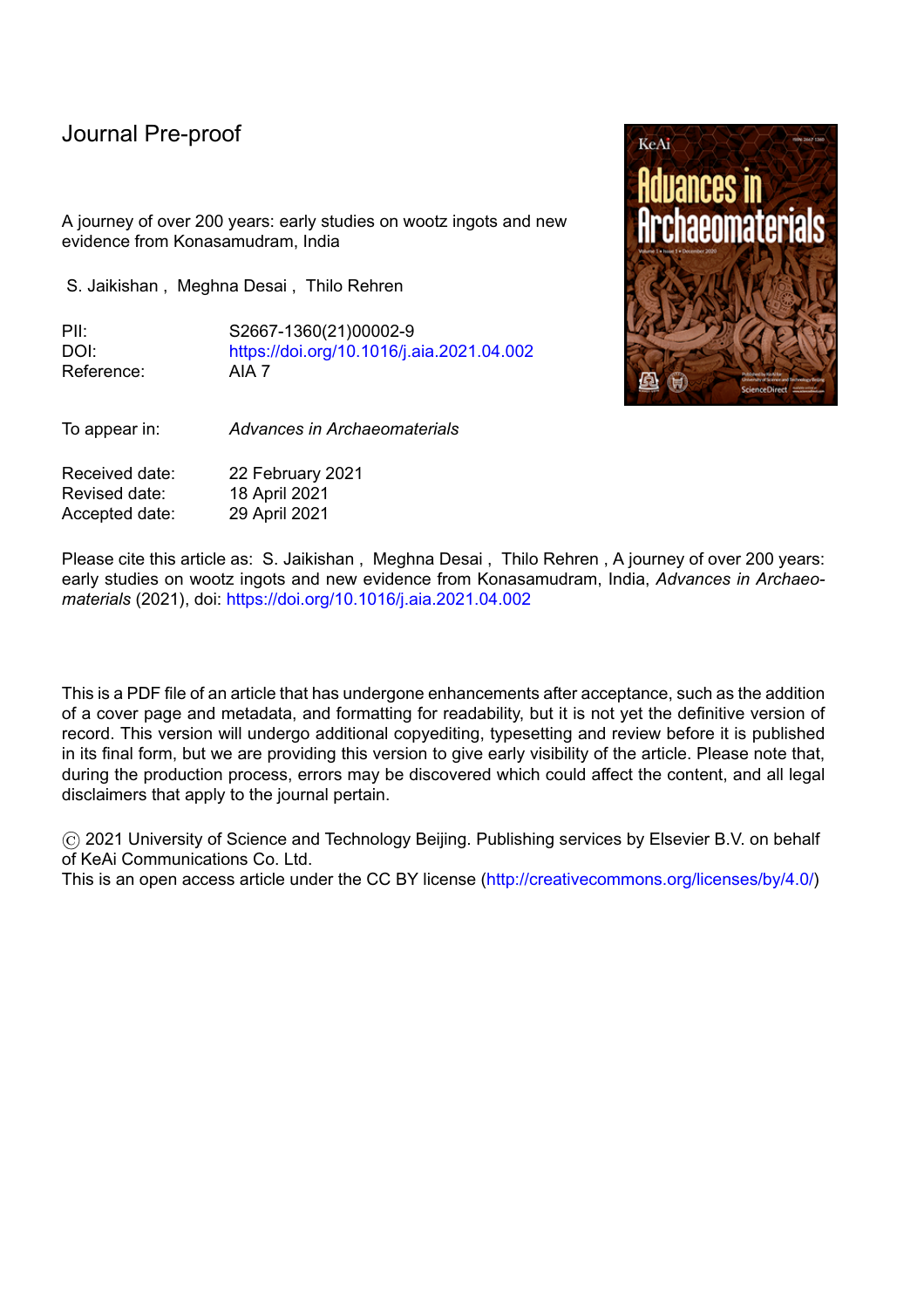# Journal Pre-proof

A journey of over 200 years: early studies on wootz ingots and new evidence from Konasamudram, India

S. Jaikishan , Meghna Desai , Thilo Rehren

| | |
|---|---|
| PII: | S2667-1360(21)00002-9 |
| DOI: | https://doi.org/10.1016/j.aia.2021.04.002 |
| Reference: | AIA 7 |

| | |
|---|---|
| To appear in: | *Advances in Archaeomaterials* |

| | |
|---|---|
| Received date: | 22 February 2021 |
| Revised date: | 18 April 2021 |
| Accepted date: | 29 April 2021 |

Please cite this article as: S. Jaikishan , Meghna Desai , Thilo Rehren , A journey of over 200 years: early studies on wootz ingots and new evidence from Konasamudram, India, *Advances in Archaeomaterials* (2021), doi: https://doi.org/10.1016/j.aia.2021.04.002

This is a PDF file of an article that has undergone enhancements after acceptance, such as the addition of a cover page and metadata, and formatting for readability, but it is not yet the definitive version of record. This version will undergo additional copyediting, typesetting and review before it is published in its final form, but we are providing this version to give early visibility of the article. Please note that, during the production process, errors may be discovered which could affect the content, and all legal disclaimers that apply to the journal pertain.

© 2021 University of Science and Technology Beijing. Publishing services by Elsevier B.V. on behalf of KeAi Communications Co. Ltd.
This is an open access article under the CC BY license (http://creativecommons.org/licenses/by/4.0/)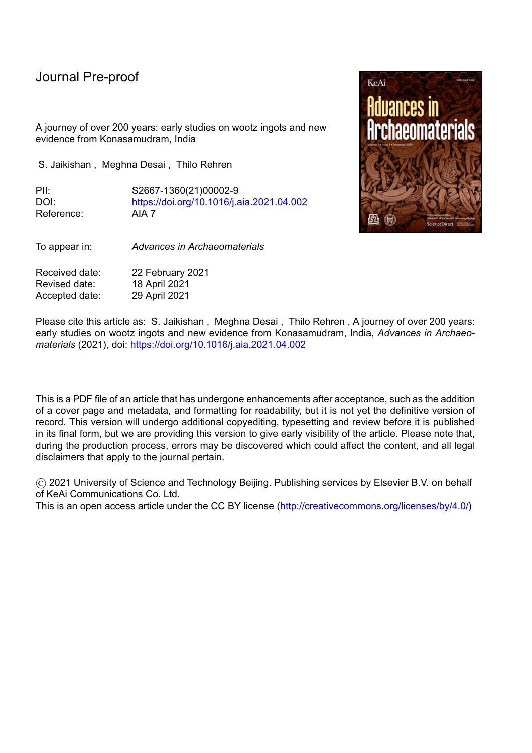Journal Pre-proof

A journey of over 200 years: early studies on wootz ingots and new evidence from Konasamudram, India

S. Jaikishan , Meghna Desai , Thilo Rehren

PII: S2667-1360(21)00002-9
DOI: https://doi.org/10.1016/j.aia.2021.04.002
Reference: AIA 7

To appear in: *Advances in Archaeomaterials*

Received date: 22 February 2021
Revised date: 18 April 2021
Accepted date: 29 April 2021

Please cite this article as: S. Jaikishan , Meghna Desai , Thilo Rehren , A journey of over 200 years: early studies on wootz ingots and new evidence from Konasamudram, India, *Advances in Archaeomaterials* (2021), doi: https://doi.org/10.1016/j.aia.2021.04.002

This is a PDF file of an article that has undergone enhancements after acceptance, such as the addition of a cover page and metadata, and formatting for readability, but it is not yet the definitive version of record. This version will undergo additional copyediting, typesetting and review before it is published in its final form, but we are providing this version to give early visibility of the article. Please note that, during the production process, errors may be discovered which could affect the content, and all legal disclaimers that apply to the journal pertain.

© 2021 University of Science and Technology Beijing. Publishing services by Elsevier B.V. on behalf of KeAi Communications Co. Ltd.
This is an open access article under the CC BY license (http://creativecommons.org/licenses/by/4.0/)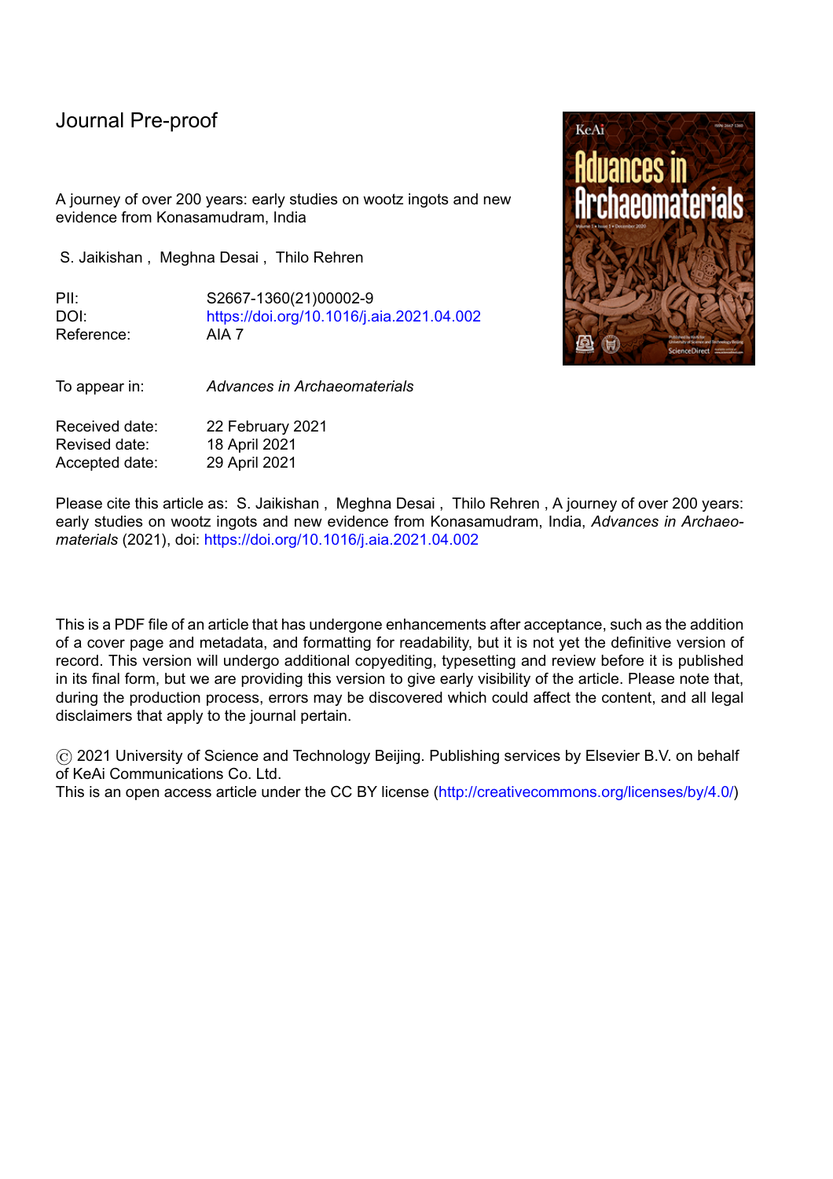Journal Pre-proof

A journey of over 200 years: early studies on wootz ingots and new evidence from Konasamudram, India

S. Jaikishan , Meghna Desai , Thilo Rehren

PII: S2667-1360(21)00002-9
DOI: https://doi.org/10.1016/j.aia.2021.04.002
Reference: AIA 7

To appear in: *Advances in Archaeomaterials*

Received date: 22 February 2021
Revised date: 18 April 2021
Accepted date: 29 April 2021

Please cite this article as: S. Jaikishan , Meghna Desai , Thilo Rehren , A journey of over 200 years: early studies on wootz ingots and new evidence from Konasamudram, India, *Advances in Archaeomaterials* (2021), doi: https://doi.org/10.1016/j.aia.2021.04.002

This is a PDF file of an article that has undergone enhancements after acceptance, such as the addition of a cover page and metadata, and formatting for readability, but it is not yet the definitive version of record. This version will undergo additional copyediting, typesetting and review before it is published in its final form, but we are providing this version to give early visibility of the article. Please note that, during the production process, errors may be discovered which could affect the content, and all legal disclaimers that apply to the journal pertain.

© 2021 University of Science and Technology Beijing. Publishing services by Elsevier B.V. on behalf of KeAi Communications Co. Ltd.
This is an open access article under the CC BY license (http://creativecommons.org/licenses/by/4.0/)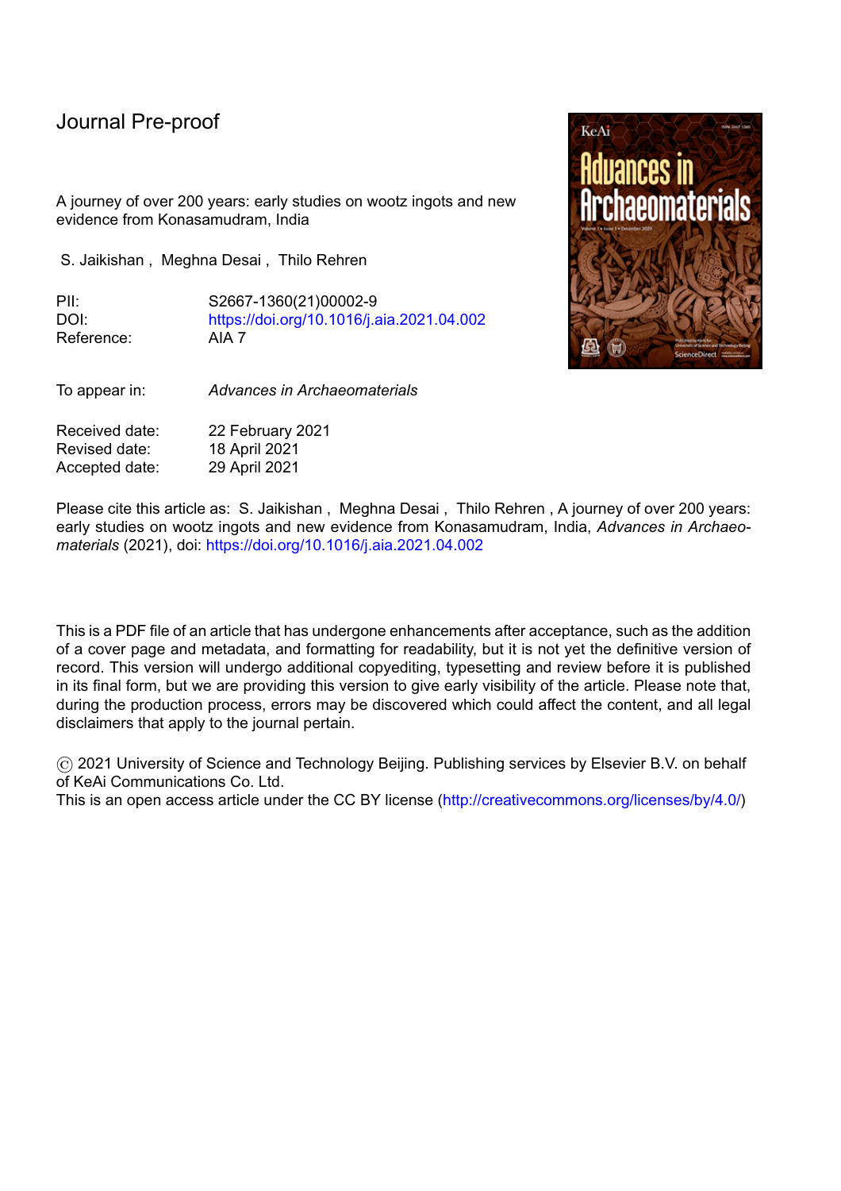Journal Pre-proof

A journey of over 200 years: early studies on wootz ingots and new evidence from Konasamudram, India

S. Jaikishan , Meghna Desai , Thilo Rehren

PII: S2667-1360(21)00002-9
DOI: https://doi.org/10.1016/j.aia.2021.04.002
Reference: AIA 7

To appear in: *Advances in Archaeomaterials*

Received date: 22 February 2021
Revised date: 18 April 2021
Accepted date: 29 April 2021

Please cite this article as: S. Jaikishan , Meghna Desai , Thilo Rehren , A journey of over 200 years: early studies on wootz ingots and new evidence from Konasamudram, India, *Advances in Archaeomaterials* (2021), doi: https://doi.org/10.1016/j.aia.2021.04.002

This is a PDF file of an article that has undergone enhancements after acceptance, such as the addition of a cover page and metadata, and formatting for readability, but it is not yet the definitive version of record. This version will undergo additional copyediting, typesetting and review before it is published in its final form, but we are providing this version to give early visibility of the article. Please note that, during the production process, errors may be discovered which could affect the content, and all legal disclaimers that apply to the journal pertain.

© 2021 University of Science and Technology Beijing. Publishing services by Elsevier B.V. on behalf of KeAi Communications Co. Ltd.
This is an open access article under the CC BY license (http://creativecommons.org/licenses/by/4.0/)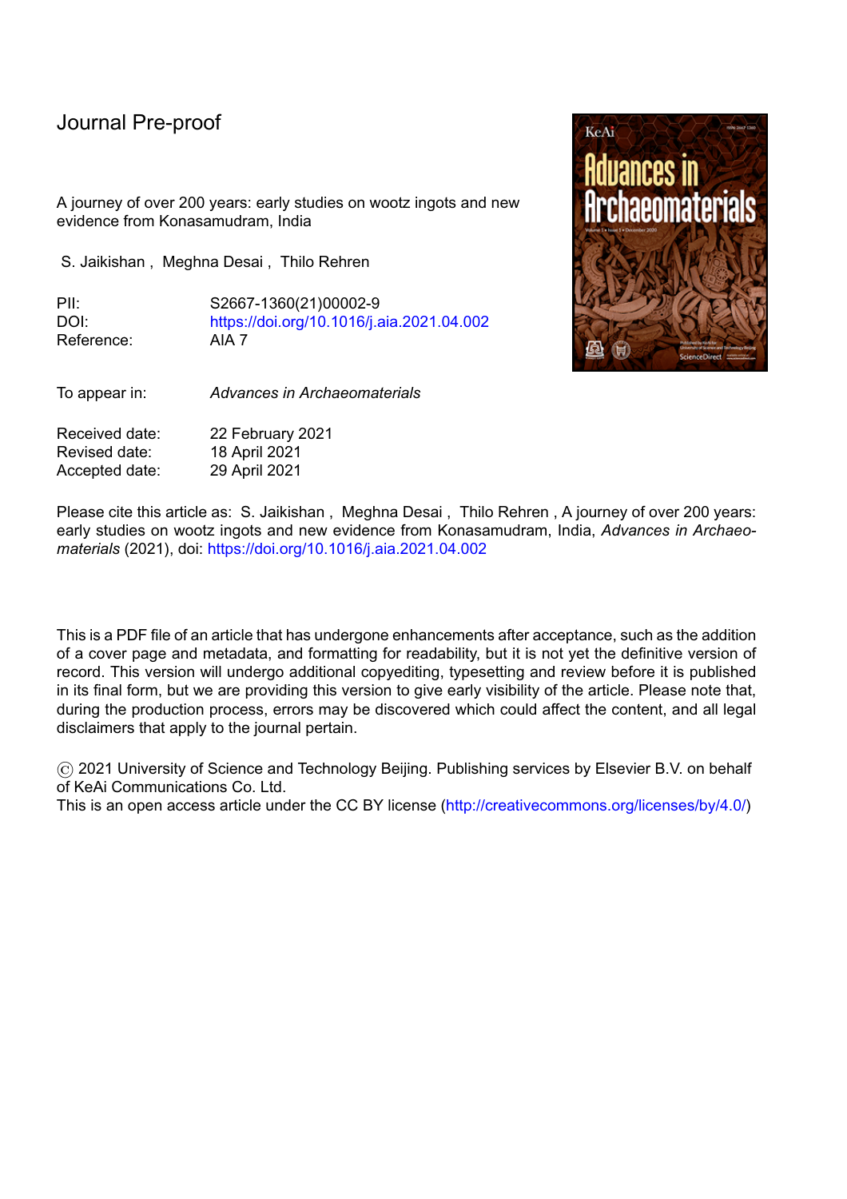# Journal Pre-proof

A journey of over 200 years: early studies on wootz ingots and new evidence from Konasamudram, India

S. Jaikishan , Meghna Desai , Thilo Rehren

| | |
|---|---|
| PII: | S2667-1360(21)00002-9 |
| DOI: | https://doi.org/10.1016/j.aia.2021.04.002 |
| Reference: | AIA 7 |

| | |
|---|---|
| To appear in: | *Advances in Archaeomaterials* |

| | |
|---|---|
| Received date: | 22 February 2021 |
| Revised date: | 18 April 2021 |
| Accepted date: | 29 April 2021 |

Please cite this article as: S. Jaikishan , Meghna Desai , Thilo Rehren , A journey of over 200 years: early studies on wootz ingots and new evidence from Konasamudram, India, *Advances in Archaeomaterials* (2021), doi: https://doi.org/10.1016/j.aia.2021.04.002

This is a PDF file of an article that has undergone enhancements after acceptance, such as the addition of a cover page and metadata, and formatting for readability, but it is not yet the definitive version of record. This version will undergo additional copyediting, typesetting and review before it is published in its final form, but we are providing this version to give early visibility of the article. Please note that, during the production process, errors may be discovered which could affect the content, and all legal disclaimers that apply to the journal pertain.

© 2021 University of Science and Technology Beijing. Publishing services by Elsevier B.V. on behalf of KeAi Communications Co. Ltd.
This is an open access article under the CC BY license (http://creativecommons.org/licenses/by/4.0/)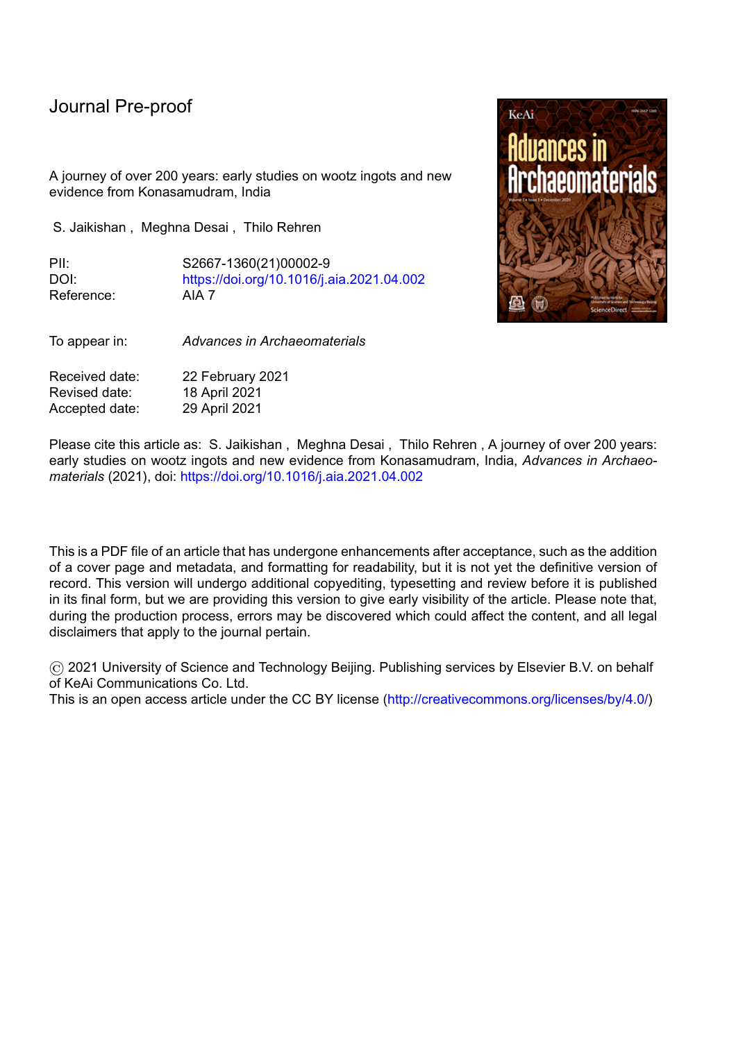# Journal Pre-proof

A journey of over 200 years: early studies on wootz ingots and new evidence from Konasamudram, India

S. Jaikishan , Meghna Desai , Thilo Rehren

| | |
|---|---|
| PII: | S2667-1360(21)00002-9 |
| DOI: | https://doi.org/10.1016/j.aia.2021.04.002 |
| Reference: | AIA 7 |

| | |
|---|---|
| To appear in: | *Advances in Archaeomaterials* |

| | |
|---|---|
| Received date: | 22 February 2021 |
| Revised date: | 18 April 2021 |
| Accepted date: | 29 April 2021 |

Please cite this article as: S. Jaikishan , Meghna Desai , Thilo Rehren , A journey of over 200 years: early studies on wootz ingots and new evidence from Konasamudram, India, *Advances in Archaeomaterials* (2021), doi: https://doi.org/10.1016/j.aia.2021.04.002

This is a PDF file of an article that has undergone enhancements after acceptance, such as the addition of a cover page and metadata, and formatting for readability, but it is not yet the definitive version of record. This version will undergo additional copyediting, typesetting and review before it is published in its final form, but we are providing this version to give early visibility of the article. Please note that, during the production process, errors may be discovered which could affect the content, and all legal disclaimers that apply to the journal pertain.

© 2021 University of Science and Technology Beijing. Publishing services by Elsevier B.V. on behalf of KeAi Communications Co. Ltd.
This is an open access article under the CC BY license (http://creativecommons.org/licenses/by/4.0/)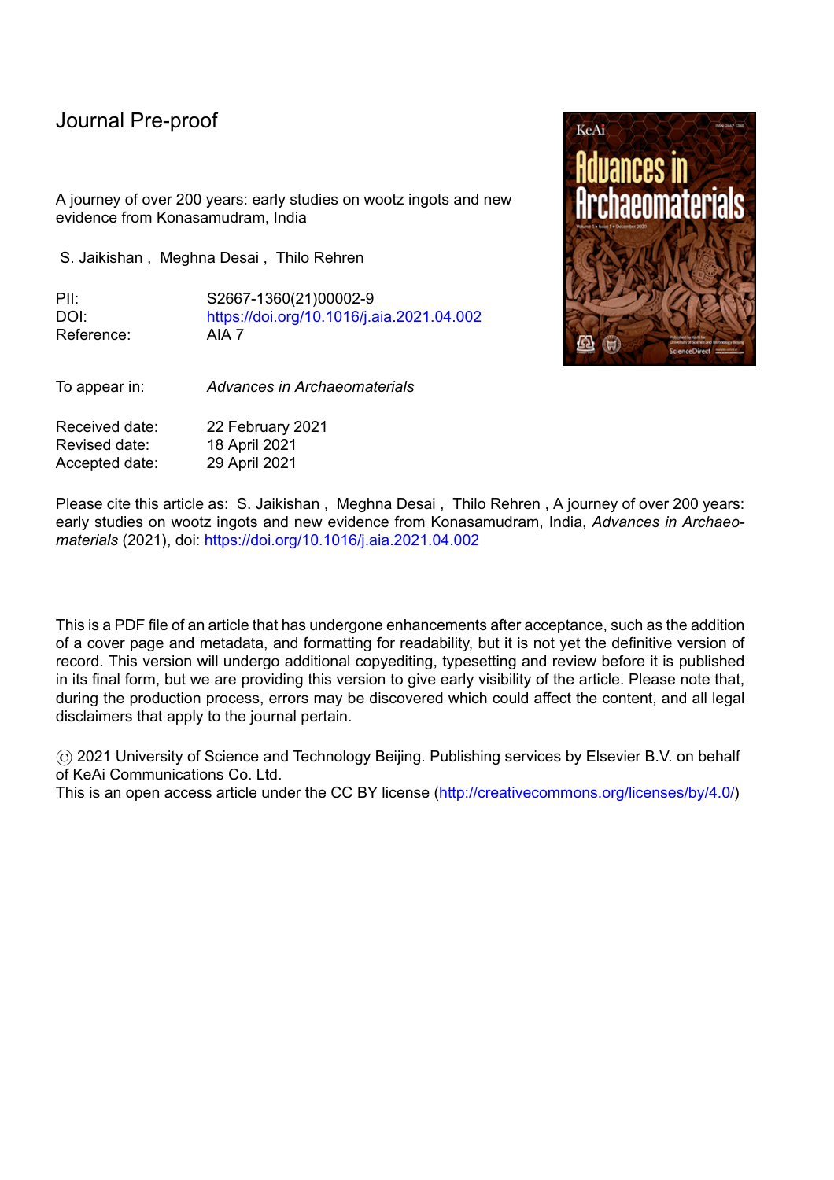# Journal Pre-proof

A journey of over 200 years: early studies on wootz ingots and new evidence from Konasamudram, India

S. Jaikishan , Meghna Desai , Thilo Rehren

PII: S2667-1360(21)00002-9
DOI: https://doi.org/10.1016/j.aia.2021.04.002
Reference: AIA 7

To appear in: *Advances in Archaeomaterials*

Received date: 22 February 2021
Revised date: 18 April 2021
Accepted date: 29 April 2021

Please cite this article as: S. Jaikishan , Meghna Desai , Thilo Rehren , A journey of over 200 years: early studies on wootz ingots and new evidence from Konasamudram, India, *Advances in Archaeomaterials* (2021), doi: https://doi.org/10.1016/j.aia.2021.04.002

This is a PDF file of an article that has undergone enhancements after acceptance, such as the addition of a cover page and metadata, and formatting for readability, but it is not yet the definitive version of record. This version will undergo additional copyediting, typesetting and review before it is published in its final form, but we are providing this version to give early visibility of the article. Please note that, during the production process, errors may be discovered which could affect the content, and all legal disclaimers that apply to the journal pertain.

© 2021 University of Science and Technology Beijing. Publishing services by Elsevier B.V. on behalf of KeAi Communications Co. Ltd.
This is an open access article under the CC BY license (http://creativecommons.org/licenses/by/4.0/)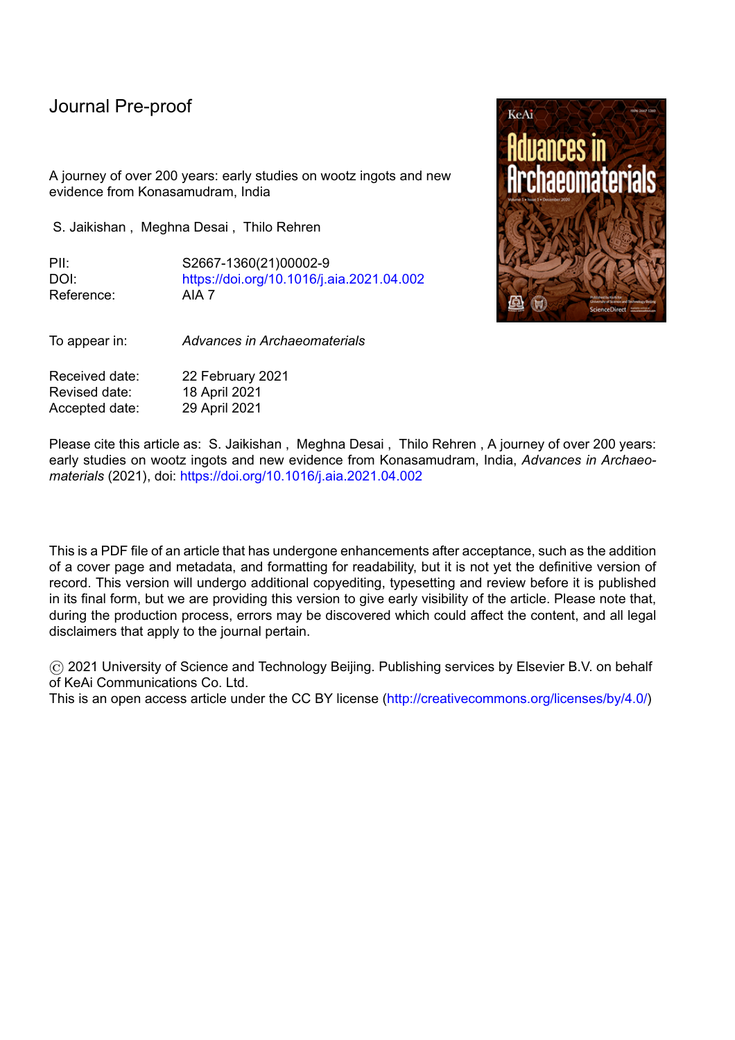# Journal Pre-proof

A journey of over 200 years: early studies on wootz ingots and new evidence from Konasamudram, India

S. Jaikishan , Meghna Desai , Thilo Rehren

| | |
|---|---|
| PII: | S2667-1360(21)00002-9 |
| DOI: | https://doi.org/10.1016/j.aia.2021.04.002 |
| Reference: | AIA 7 |

| | |
|---|---|
| To appear in: | *Advances in Archaeomaterials* |

| | |
|---|---|
| Received date: | 22 February 2021 |
| Revised date: | 18 April 2021 |
| Accepted date: | 29 April 2021 |

Please cite this article as: S. Jaikishan , Meghna Desai , Thilo Rehren , A journey of over 200 years: early studies on wootz ingots and new evidence from Konasamudram, India, *Advances in Archaeomaterials* (2021), doi: https://doi.org/10.1016/j.aia.2021.04.002

This is a PDF file of an article that has undergone enhancements after acceptance, such as the addition of a cover page and metadata, and formatting for readability, but it is not yet the definitive version of record. This version will undergo additional copyediting, typesetting and review before it is published in its final form, but we are providing this version to give early visibility of the article. Please note that, during the production process, errors may be discovered which could affect the content, and all legal disclaimers that apply to the journal pertain.

© 2021 University of Science and Technology Beijing. Publishing services by Elsevier B.V. on behalf of KeAi Communications Co. Ltd.
This is an open access article under the CC BY license (http://creativecommons.org/licenses/by/4.0/)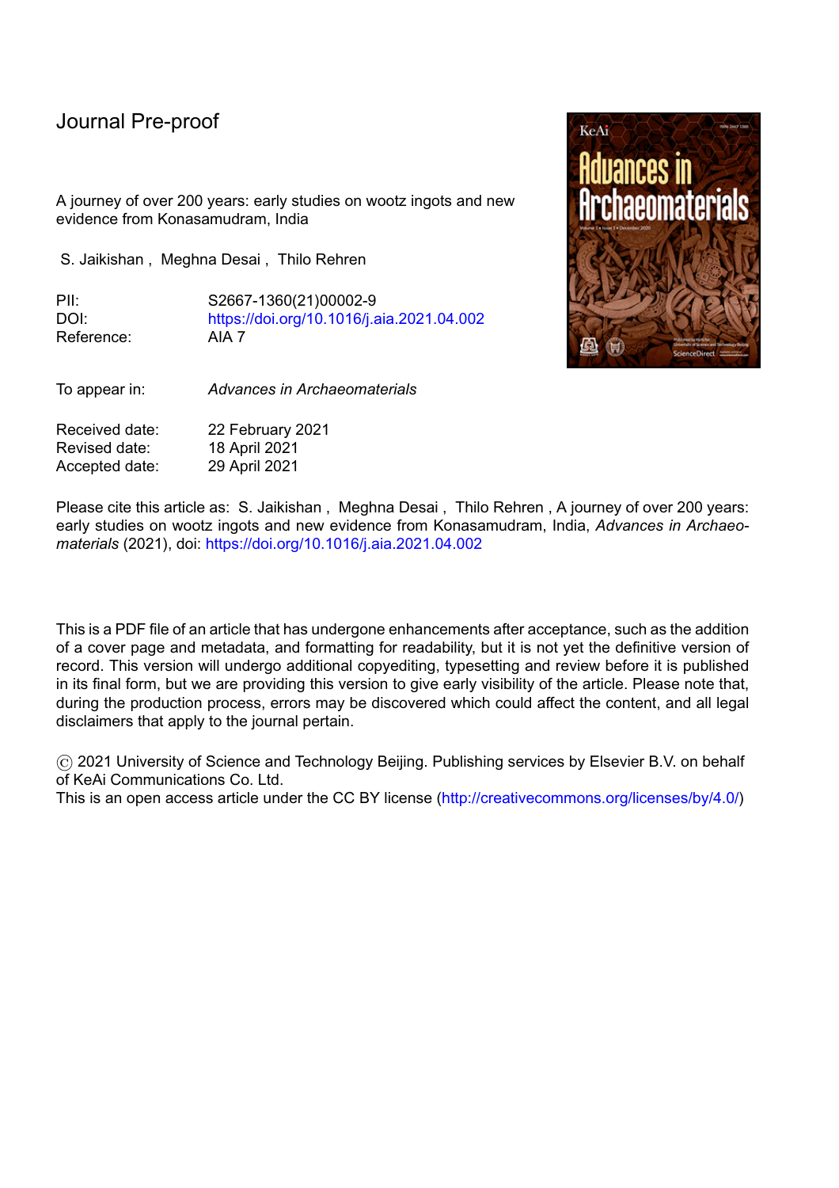Journal Pre-proof

A journey of over 200 years: early studies on wootz ingots and new evidence from Konasamudram, India

S. Jaikishan , Meghna Desai , Thilo Rehren

PII: S2667-1360(21)00002-9
DOI: https://doi.org/10.1016/j.aia.2021.04.002
Reference: AIA 7

To appear in: *Advances in Archaeomaterials*

Received date: 22 February 2021
Revised date: 18 April 2021
Accepted date: 29 April 2021

Please cite this article as: S. Jaikishan , Meghna Desai , Thilo Rehren , A journey of over 200 years: early studies on wootz ingots and new evidence from Konasamudram, India, *Advances in Archaeomaterials* (2021), doi: https://doi.org/10.1016/j.aia.2021.04.002

This is a PDF file of an article that has undergone enhancements after acceptance, such as the addition of a cover page and metadata, and formatting for readability, but it is not yet the definitive version of record. This version will undergo additional copyediting, typesetting and review before it is published in its final form, but we are providing this version to give early visibility of the article. Please note that, during the production process, errors may be discovered which could affect the content, and all legal disclaimers that apply to the journal pertain.

© 2021 University of Science and Technology Beijing. Publishing services by Elsevier B.V. on behalf of KeAi Communications Co. Ltd.
This is an open access article under the CC BY license (http://creativecommons.org/licenses/by/4.0/)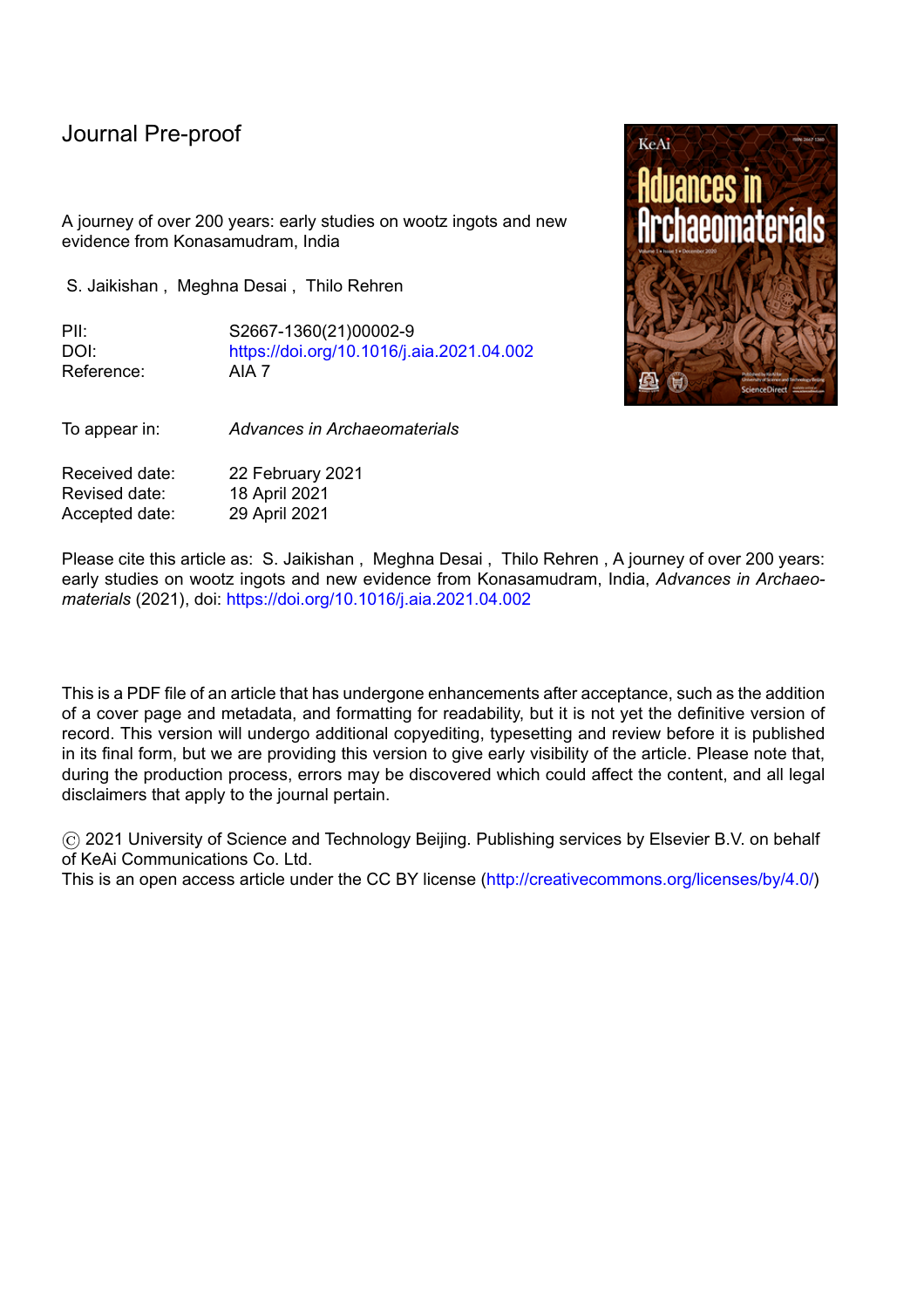Journal Pre-proof

A journey of over 200 years: early studies on wootz ingots and new evidence from Konasamudram, India

S. Jaikishan , Meghna Desai , Thilo Rehren

PII: S2667-1360(21)00002-9
DOI: https://doi.org/10.1016/j.aia.2021.04.002
Reference: AIA 7

To appear in: *Advances in Archaeomaterials*

Received date: 22 February 2021
Revised date: 18 April 2021
Accepted date: 29 April 2021

Please cite this article as: S. Jaikishan , Meghna Desai , Thilo Rehren , A journey of over 200 years: early studies on wootz ingots and new evidence from Konasamudram, India, *Advances in Archaeomaterials* (2021), doi: https://doi.org/10.1016/j.aia.2021.04.002

This is a PDF file of an article that has undergone enhancements after acceptance, such as the addition of a cover page and metadata, and formatting for readability, but it is not yet the definitive version of record. This version will undergo additional copyediting, typesetting and review before it is published in its final form, but we are providing this version to give early visibility of the article. Please note that, during the production process, errors may be discovered which could affect the content, and all legal disclaimers that apply to the journal pertain.

© 2021 University of Science and Technology Beijing. Publishing services by Elsevier B.V. on behalf of KeAi Communications Co. Ltd.
This is an open access article under the CC BY license (http://creativecommons.org/licenses/by/4.0/)